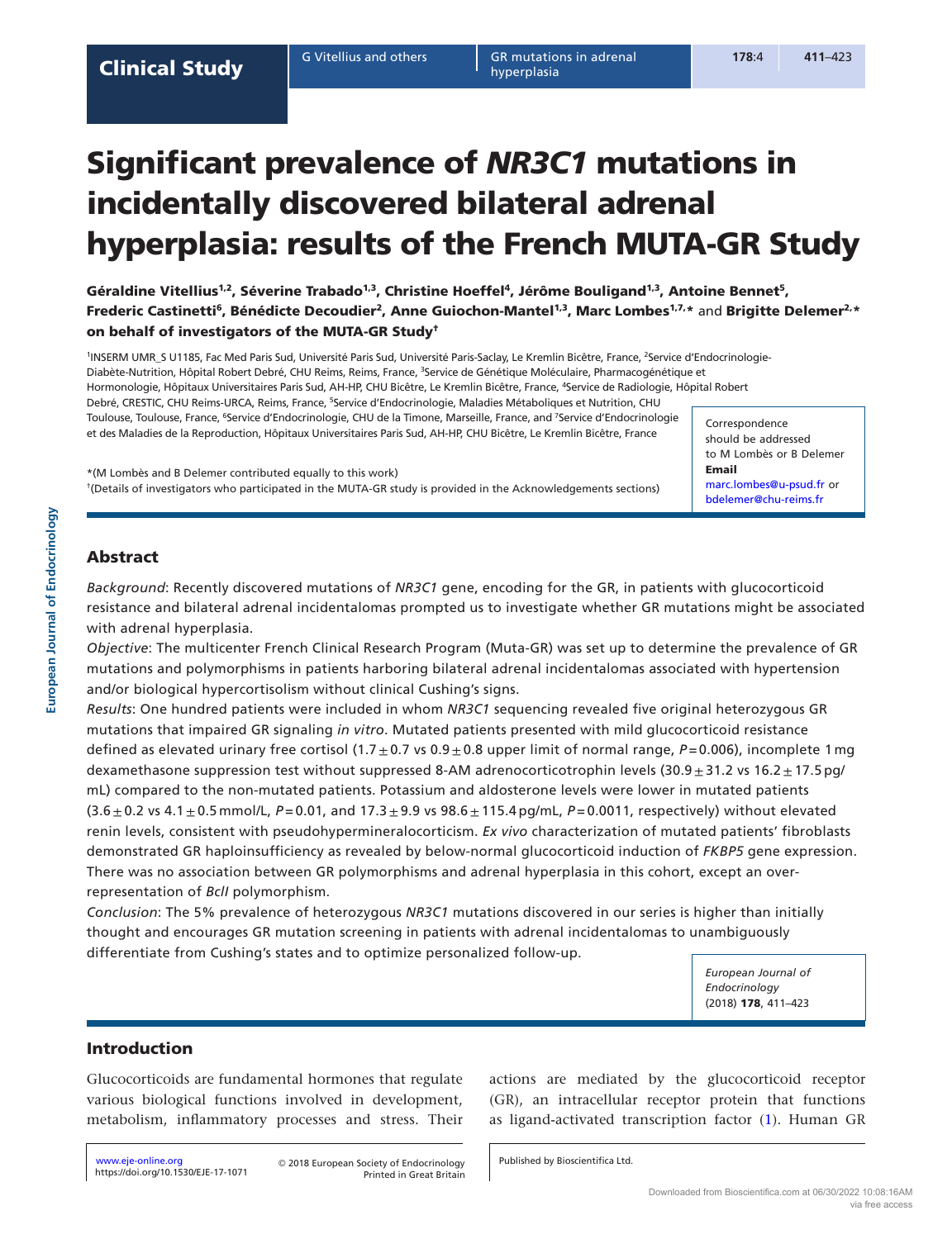# Significant prevalence of *NR3C1* mutations in incidentally discovered bilateral adrenal hyperplasia: results of the French MUTA-GR Study

**Géraldine Vitellius[1,2], Séverine Trabado[1,3], Christine Hoeffel[4], Jérôme Bouligand[1,3], Antoine Bennet[5], Frederic Castinetti[6], Bénédicte Decoudier[2], Anne Guiochon-Mantel[1,3], Marc Lombes[1,7,*] and Brigitte Delemer[2,*] on behalf of investigators of the MUTA-GR Study[†]**

[1]INSERM UMR_S U1185, Fac Med Paris Sud, Université Paris Sud, Université Paris-Saclay, Le Kremlin Bicêtre, France, [2]Service d'Endocrinologie-Diabète-Nutrition, Hôpital Robert Debré, CHU Reims, Reims, France, [3]Service de Génétique Moléculaire, Pharmacogénétique et Hormonologie, Hôpitaux Universitaires Paris Sud, AH-HP, CHU Bicêtre, Le Kremlin Bicêtre, France, [4]Service de Radiologie, Hôpital Robert Debré, CRESTIC, CHU Reims-URCA, Reims, France, [5]Service d'Endocrinologie, Maladies Métaboliques et Nutrition, CHU Toulouse, Toulouse, France, [6]Service d'Endocrinologie, CHU de la Timone, Marseille, France, and [7]Service d'Endocrinologie et des Maladies de la Reproduction, Hôpitaux Universitaires Paris Sud, AH-HP, CHU Bicêtre, Le Kremlin Bicêtre, France

*(M Lombès and B Delemer contributed equally to this work)

[†](Details of investigators who participated in the MUTA-GR study is provided in the Acknowledgements sections)

Correspondence should be addressed to M Lombès or B Delemer
**Email**
marc.lombes@u-psud.fr or bdelemer@chu-reims.fr

## Abstract

*Background*: Recently discovered mutations of *NR3C1* gene, encoding for the GR, in patients with glucocorticoid resistance and bilateral adrenal incidentalomas prompted us to investigate whether GR mutations might be associated with adrenal hyperplasia.

*Objective*: The multicenter French Clinical Research Program (Muta-GR) was set up to determine the prevalence of GR mutations and polymorphisms in patients harboring bilateral adrenal incidentalomas associated with hypertension and/or biological hypercortisolism without clinical Cushing's signs.

*Results*: One hundred patients were included in whom *NR3C1* sequencing revealed five original heterozygous GR mutations that impaired GR signaling *in vitro*. Mutated patients presented with mild glucocorticoid resistance defined as elevated urinary free cortisol ($1.7 \pm 0.7$ vs $0.9 \pm 0.8$ upper limit of normal range, $P = 0.006$), incomplete 1 mg dexamethasone suppression test without suppressed 8-AM adrenocorticotrophin levels ($30.9 \pm 31.2$ vs $16.2 \pm 17.5$ pg/mL) compared to the non-mutated patients. Potassium and aldosterone levels were lower in mutated patients ($3.6 \pm 0.2$ vs $4.1 \pm 0.5$ mmol/L, $P = 0.01$, and $17.3 \pm 9.9$ vs $98.6 \pm 115.4$ pg/mL, $P = 0.0011$, respectively) without elevated renin levels, consistent with pseudohypermineralocorticism. *Ex vivo* characterization of mutated patients' fibroblasts demonstrated GR haploinsufficiency as revealed by below-normal glucocorticoid induction of *FKBP5* gene expression. There was no association between GR polymorphisms and adrenal hyperplasia in this cohort, except an over-representation of *BclI* polymorphism.

*Conclusion*: The 5% prevalence of heterozygous *NR3C1* mutations discovered in our series is higher than initially thought and encourages GR mutation screening in patients with adrenal incidentalomas to unambiguously differentiate from Cushing's states and to optimize personalized follow-up.

*European Journal of Endocrinology* (2018) **178**, 411–423

## Introduction

Glucocorticoids are fundamental hormones that regulate various biological functions involved in development, metabolism, inflammatory processes and stress. Their actions are mediated by the glucocorticoid receptor (GR), an intracellular receptor protein that functions as ligand-activated transcription factor (1). Human GR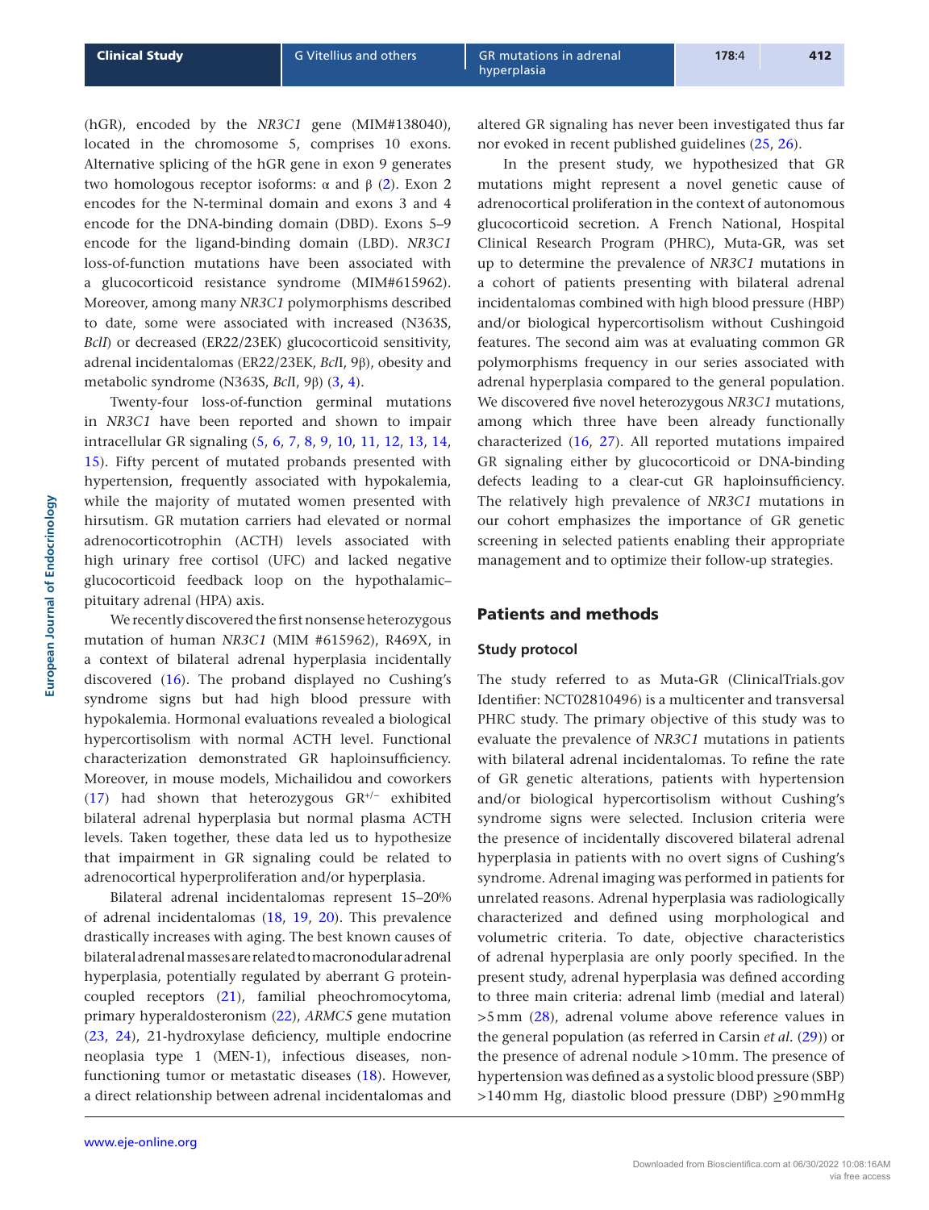(hGR), encoded by the *NR3C1* gene (MIM#138040), located in the chromosome 5, comprises 10 exons. Alternative splicing of the hGR gene in exon 9 generates two homologous receptor isoforms: α and β (2). Exon 2 encodes for the N-terminal domain and exons 3 and 4 encode for the DNA-binding domain (DBD). Exons 5–9 encode for the ligand-binding domain (LBD). *NR3C1* loss-of-function mutations have been associated with a glucocorticoid resistance syndrome (MIM#615962). Moreover, among many *NR3C1* polymorphisms described to date, some were associated with increased (N363S, *Bcl*I) or decreased (ER22/23EK) glucocorticoid sensitivity, adrenal incidentalomas (ER22/23EK, *Bcl*I, 9β), obesity and metabolic syndrome (N363S, *Bcl*I, 9β) (3, 4).

Twenty-four loss-of-function germinal mutations in *NR3C1* have been reported and shown to impair intracellular GR signaling (5, 6, 7, 8, 9, 10, 11, 12, 13, 14, 15). Fifty percent of mutated probands presented with hypertension, frequently associated with hypokalemia, while the majority of mutated women presented with hirsutism. GR mutation carriers had elevated or normal adrenocorticotrophin (ACTH) levels associated with high urinary free cortisol (UFC) and lacked negative glucocorticoid feedback loop on the hypothalamic–pituitary adrenal (HPA) axis.

We recently discovered the first nonsense heterozygous mutation of human *NR3C1* (MIM #615962), R469X, in a context of bilateral adrenal hyperplasia incidentally discovered (16). The proband displayed no Cushing's syndrome signs but had high blood pressure with hypokalemia. Hormonal evaluations revealed a biological hypercortisolism with normal ACTH level. Functional characterization demonstrated GR haploinsufficiency. Moreover, in mouse models, Michailidou and coworkers (17) had shown that heterozygous $GR^{+/-}$ exhibited bilateral adrenal hyperplasia but normal plasma ACTH levels. Taken together, these data led us to hypothesize that impairment in GR signaling could be related to adrenocortical hyperproliferation and/or hyperplasia.

Bilateral adrenal incidentalomas represent 15–20% of adrenal incidentalomas (18, 19, 20). This prevalence drastically increases with aging. The best known causes of bilateral adrenal masses are related to macronodular adrenal hyperplasia, potentially regulated by aberrant G protein-coupled receptors (21), familial pheochromocytoma, primary hyperaldosteronism (22), *ARMC5* gene mutation (23, 24), 21-hydroxylase deficiency, multiple endocrine neoplasia type 1 (MEN-1), infectious diseases, non-functioning tumor or metastatic diseases (18). However, a direct relationship between adrenal incidentalomas and altered GR signaling has never been investigated thus far nor evoked in recent published guidelines (25, 26).

In the present study, we hypothesized that GR mutations might represent a novel genetic cause of adrenocortical proliferation in the context of autonomous glucocorticoid secretion. A French National, Hospital Clinical Research Program (PHRC), Muta-GR, was set up to determine the prevalence of *NR3C1* mutations in a cohort of patients presenting with bilateral adrenal incidentalomas combined with high blood pressure (HBP) and/or biological hypercortisolism without Cushingoid features. The second aim was at evaluating common GR polymorphisms frequency in our series associated with adrenal hyperplasia compared to the general population. We discovered five novel heterozygous *NR3C1* mutations, among which three have been already functionally characterized (16, 27). All reported mutations impaired GR signaling either by glucocorticoid or DNA-binding defects leading to a clear-cut GR haploinsufficiency. The relatively high prevalence of *NR3C1* mutations in our cohort emphasizes the importance of GR genetic screening in selected patients enabling their appropriate management and to optimize their follow-up strategies.

## Patients and methods

### Study protocol

The study referred to as Muta-GR (ClinicalTrials.gov Identifier: NCT02810496) is a multicenter and transversal PHRC study. The primary objective of this study was to evaluate the prevalence of *NR3C1* mutations in patients with bilateral adrenal incidentalomas. To refine the rate of GR genetic alterations, patients with hypertension and/or biological hypercortisolism without Cushing's syndrome signs were selected. Inclusion criteria were the presence of incidentally discovered bilateral adrenal hyperplasia in patients with no overt signs of Cushing's syndrome. Adrenal imaging was performed in patients for unrelated reasons. Adrenal hyperplasia was radiologically characterized and defined using morphological and volumetric criteria. To date, objective characteristics of adrenal hyperplasia are only poorly specified. In the present study, adrenal hyperplasia was defined according to three main criteria: adrenal limb (medial and lateral) >5 mm (28), adrenal volume above reference values in the general population (as referred in Carsin *et al.* (29)) or the presence of adrenal nodule >10 mm. The presence of hypertension was defined as a systolic blood pressure (SBP) >140 mm Hg, diastolic blood pressure (DBP) ≥90 mmHg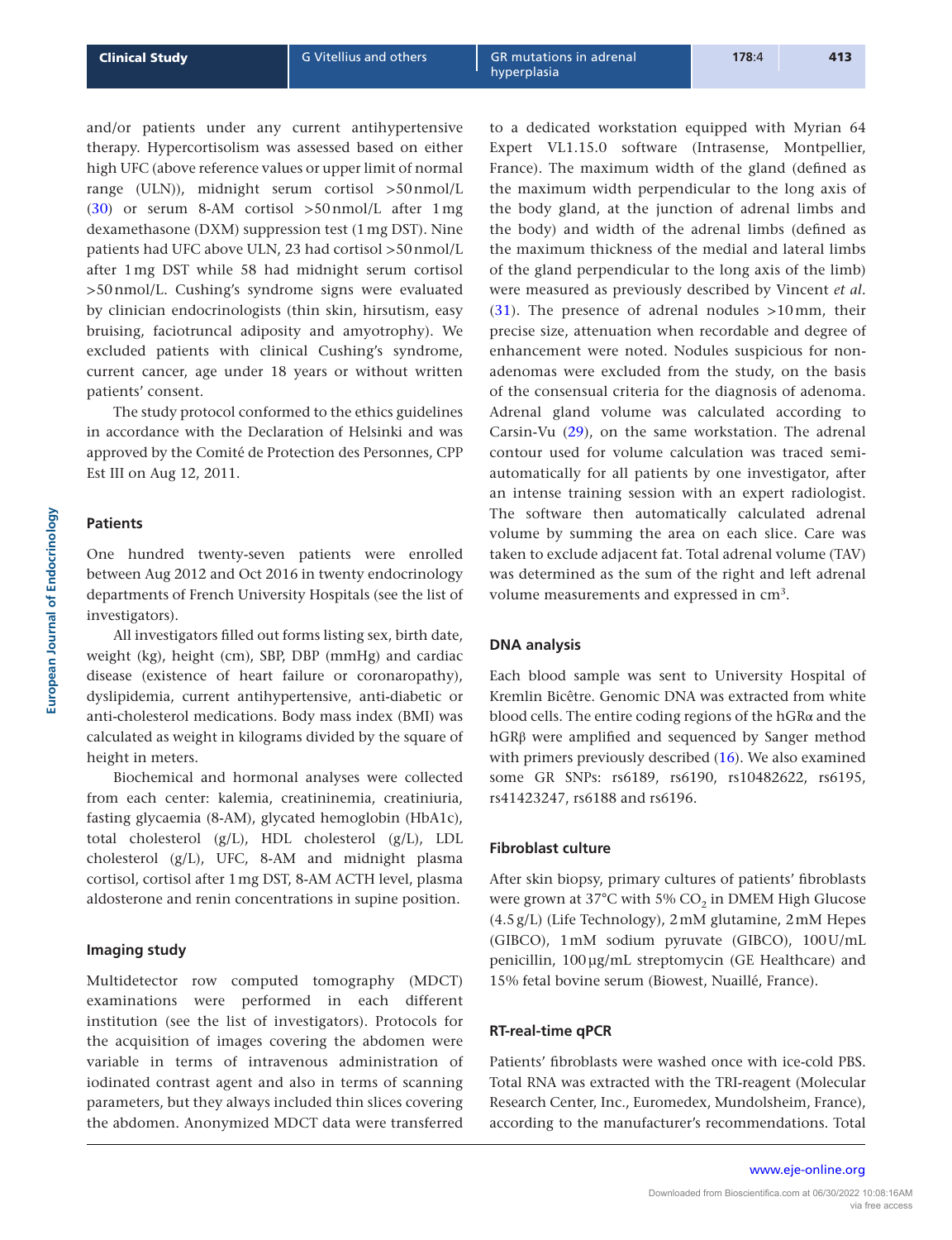and/or patients under any current antihypertensive therapy. Hypercortisolism was assessed based on either high UFC (above reference values or upper limit of normal range (ULN)), midnight serum cortisol >50 nmol/L (30) or serum 8-AM cortisol >50 nmol/L after 1 mg dexamethasone (DXM) suppression test (1 mg DST). Nine patients had UFC above ULN, 23 had cortisol >50 nmol/L after 1 mg DST while 58 had midnight serum cortisol >50 nmol/L. Cushing's syndrome signs were evaluated by clinician endocrinologists (thin skin, hirsutism, easy bruising, faciotruncal adiposity and amyotrophy). We excluded patients with clinical Cushing's syndrome, current cancer, age under 18 years or without written patients' consent.

The study protocol conformed to the ethics guidelines in accordance with the Declaration of Helsinki and was approved by the Comité de Protection des Personnes, CPP Est III on Aug 12, 2011.

### Patients

One hundred twenty-seven patients were enrolled between Aug 2012 and Oct 2016 in twenty endocrinology departments of French University Hospitals (see the list of investigators).

All investigators filled out forms listing sex, birth date, weight (kg), height (cm), SBP, DBP (mmHg) and cardiac disease (existence of heart failure or coronaropathy), dyslipidemia, current antihypertensive, anti-diabetic or anti-cholesterol medications. Body mass index (BMI) was calculated as weight in kilograms divided by the square of height in meters.

Biochemical and hormonal analyses were collected from each center: kalemia, creatininemia, creatiniuria, fasting glycaemia (8-AM), glycated hemoglobin (HbA1c), total cholesterol (g/L), HDL cholesterol (g/L), LDL cholesterol (g/L), UFC, 8-AM and midnight plasma cortisol, cortisol after 1 mg DST, 8-AM ACTH level, plasma aldosterone and renin concentrations in supine position.

### Imaging study

Multidetector row computed tomography (MDCT) examinations were performed in each different institution (see the list of investigators). Protocols for the acquisition of images covering the abdomen were variable in terms of intravenous administration of iodinated contrast agent and also in terms of scanning parameters, but they always included thin slices covering the abdomen. Anonymized MDCT data were transferred to a dedicated workstation equipped with Myrian 64 Expert VL1.15.0 software (Intrasense, Montpellier, France). The maximum width of the gland (defined as the maximum width perpendicular to the long axis of the body gland, at the junction of adrenal limbs and the body) and width of the adrenal limbs (defined as the maximum thickness of the medial and lateral limbs of the gland perpendicular to the long axis of the limb) were measured as previously described by Vincent *et al.* (31). The presence of adrenal nodules >10 mm, their precise size, attenuation when recordable and degree of enhancement were noted. Nodules suspicious for non-adenomas were excluded from the study, on the basis of the consensual criteria for the diagnosis of adenoma. Adrenal gland volume was calculated according to Carsin-Vu (29), on the same workstation. The adrenal contour used for volume calculation was traced semi-automatically for all patients by one investigator, after an intense training session with an expert radiologist. The software then automatically calculated adrenal volume by summing the area on each slice. Care was taken to exclude adjacent fat. Total adrenal volume (TAV) was determined as the sum of the right and left adrenal volume measurements and expressed in $cm^3$.

### DNA analysis

Each blood sample was sent to University Hospital of Kremlin Bicêtre. Genomic DNA was extracted from white blood cells. The entire coding regions of the hGRα and the hGRβ were amplified and sequenced by Sanger method with primers previously described (16). We also examined some GR SNPs: rs6189, rs6190, rs10482622, rs6195, rs41423247, rs6188 and rs6196.

### Fibroblast culture

After skin biopsy, primary cultures of patients' fibroblasts were grown at 37°C with 5% $CO_2$ in DMEM High Glucose (4.5 g/L) (Life Technology), 2 mM glutamine, 2 mM Hepes (GIBCO), 1 mM sodium pyruvate (GIBCO), 100 U/mL penicillin, 100 µg/mL streptomycin (GE Healthcare) and 15% fetal bovine serum (Biowest, Nuaillé, France).

### RT-real-time qPCR

Patients' fibroblasts were washed once with ice-cold PBS. Total RNA was extracted with the TRI-reagent (Molecular Research Center, Inc., Euromedex, Mundolsheim, France), according to the manufacturer's recommendations. Total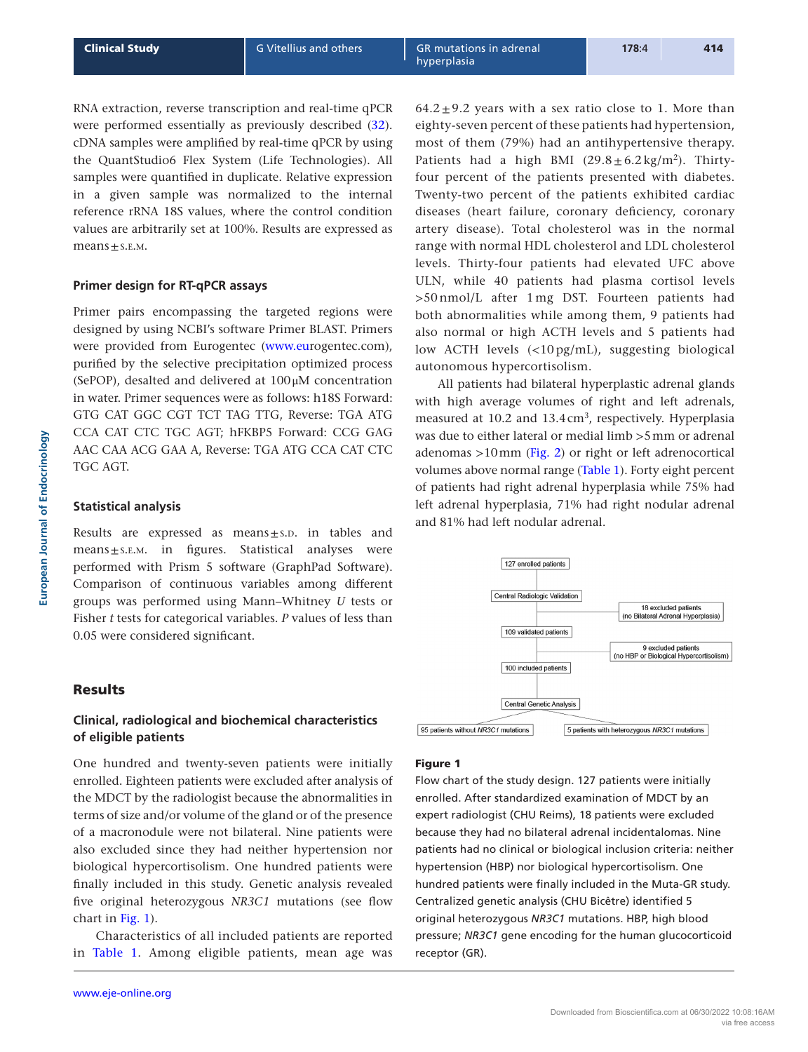RNA extraction, reverse transcription and real-time qPCR were performed essentially as previously described (32). cDNA samples were amplified by real-time qPCR by using the QuantStudio6 Flex System (Life Technologies). All samples were quantified in duplicate. Relative expression in a given sample was normalized to the internal reference rRNA 18S values, where the control condition values are arbitrarily set at 100%. Results are expressed as means ± s.e.m.

### Primer design for RT-qPCR assays

Primer pairs encompassing the targeted regions were designed by using NCBI's software Primer BLAST. Primers were provided from Eurogentec (www.eurogentec.com), purified by the selective precipitation optimized process (SePOP), desalted and delivered at 100 µM concentration in water. Primer sequences were as follows: h18S Forward: GTG CAT GGC CGT TCT TAG TTG, Reverse: TGA ATG CCA CAT CTC TGC AGT; hFKBP5 Forward: CCG GAG AAC CAA ACG GAA A, Reverse: TGA ATG CCA CAT CTC TGC AGT.

### Statistical analysis

Results are expressed as means ± s.d. in tables and means ± s.e.m. in figures. Statistical analyses were performed with Prism 5 software (GraphPad Software). Comparison of continuous variables among different groups was performed using Mann–Whitney *U* tests or Fisher *t* tests for categorical variables. *P* values of less than 0.05 were considered significant.

## Results

### Clinical, radiological and biochemical characteristics of eligible patients

One hundred and twenty-seven patients were initially enrolled. Eighteen patients were excluded after analysis of the MDCT by the radiologist because the abnormalities in terms of size and/or volume of the gland or of the presence of a macronodule were not bilateral. Nine patients were also excluded since they had neither hypertension nor biological hypercortisolism. One hundred patients were finally included in this study. Genetic analysis revealed five original heterozygous *NR3C1* mutations (see flow chart in Fig. 1).

Characteristics of all included patients are reported in Table 1. Among eligible patients, mean age was 64.2 ± 9.2 years with a sex ratio close to 1. More than eighty-seven percent of these patients had hypertension, most of them (79%) had an antihypertensive therapy. Patients had a high BMI (29.8 ± 6.2 kg/m$^2$). Thirty-four percent of the patients presented with diabetes. Twenty-two percent of the patients exhibited cardiac diseases (heart failure, coronary deficiency, coronary artery disease). Total cholesterol was in the normal range with normal HDL cholesterol and LDL cholesterol levels. Thirty-four patients had elevated UFC above ULN, while 40 patients had plasma cortisol levels >50 nmol/L after 1 mg DST. Fourteen patients had both abnormalities while among them, 9 patients had also normal or high ACTH levels and 5 patients had low ACTH levels (<10 pg/mL), suggesting biological autonomous hypercortisolism.

All patients had bilateral hyperplastic adrenal glands with high average volumes of right and left adrenals, measured at 10.2 and 13.4 cm$^3$, respectively. Hyperplasia was due to either lateral or medial limb >5 mm or adrenal adenomas >10 mm (Fig. 2) or right or left adrenocortical volumes above normal range (Table 1). Forty eight percent of patients had right adrenal hyperplasia while 75% had left adrenal hyperplasia, 71% had right nodular adrenal and 81% had left nodular adrenal.

127 enrolled patients → Central Radiologic Validation → 18 excluded patients (no Bilateral Adrenal Hyperplasia)

109 validated patients → 9 excluded patients (no HBP or Biological Hypercortisolism)

100 included patients → Central Genetic Analysis → 95 patients without *NR3C1* mutations; 5 patients with heterozygous *NR3C1* mutations

**Figure 1**

Flow chart of the study design. 127 patients were initially enrolled. After standardized examination of MDCT by an expert radiologist (CHU Reims), 18 patients were excluded because they had no bilateral adrenal incidentalomas. Nine patients had no clinical or biological inclusion criteria: neither hypertension (HBP) nor biological hypercortisolism. One hundred patients were finally included in the Muta-GR study. Centralized genetic analysis (CHU Bicêtre) identified 5 original heterozygous *NR3C1* mutations. HBP, high blood pressure; *NR3C1* gene encoding for the human glucocorticoid receptor (GR).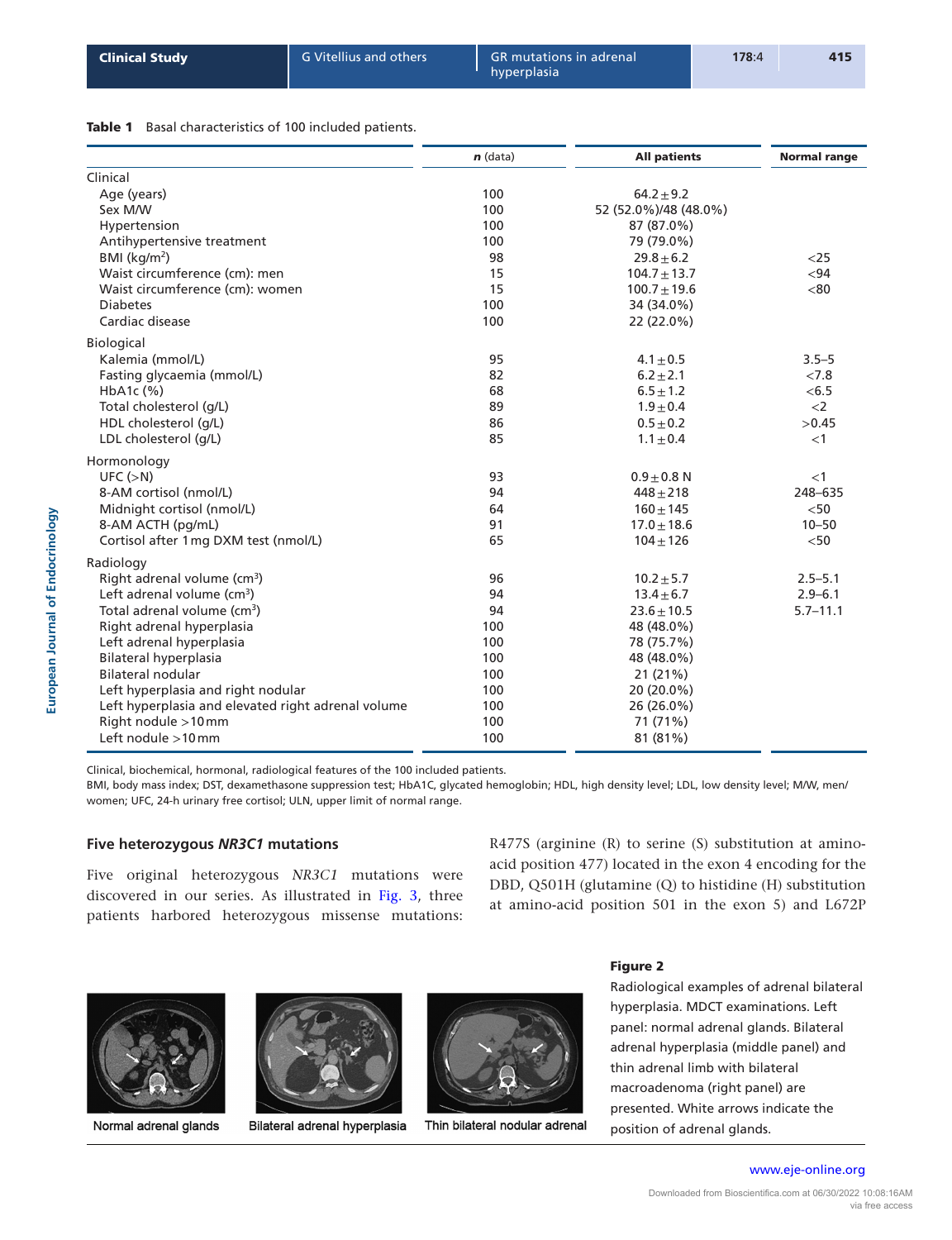**Table 1** Basal characteristics of 100 included patients.

| | *n* (data) | All patients | Normal range |
|---|---|---|---|
| Clinical | | | |
| Age (years) | 100 | 64.2±9.2 | |
| Sex M/W | 100 | 52 (52.0%)/48 (48.0%) | |
| Hypertension | 100 | 87 (87.0%) | |
| Antihypertensive treatment | 100 | 79 (79.0%) | |
| BMI (kg/m$^2$) | 98 | 29.8±6.2 | <25 |
| Waist circumference (cm): men | 15 | 104.7±13.7 | <94 |
| Waist circumference (cm): women | 15 | 100.7±19.6 | <80 |
| Diabetes | 100 | 34 (34.0%) | |
| Cardiac disease | 100 | 22 (22.0%) | |
| Biological | | | |
| Kalemia (mmol/L) | 95 | 4.1±0.5 | 3.5–5 |
| Fasting glycaemia (mmol/L) | 82 | 6.2±2.1 | <7.8 |
| HbA1c (%) | 68 | 6.5±1.2 | <6.5 |
| Total cholesterol (g/L) | 89 | 1.9±0.4 | <2 |
| HDL cholesterol (g/L) | 86 | 0.5±0.2 | >0.45 |
| LDL cholesterol (g/L) | 85 | 1.1±0.4 | <1 |
| Hormonology | | | |
| UFC (>N) | 93 | 0.9±0.8 N | <1 |
| 8-AM cortisol (nmol/L) | 94 | 448±218 | 248–635 |
| Midnight cortisol (nmol/L) | 64 | 160±145 | <50 |
| 8-AM ACTH (pg/mL) | 91 | 17.0±18.6 | 10–50 |
| Cortisol after 1 mg DXM test (nmol/L) | 65 | 104±126 | <50 |
| Radiology | | | |
| Right adrenal volume (cm$^3$) | 96 | 10.2±5.7 | 2.5–5.1 |
| Left adrenal volume (cm$^3$) | 94 | 13.4±6.7 | 2.9–6.1 |
| Total adrenal volume (cm$^3$) | 94 | 23.6±10.5 | 5.7–11.1 |
| Right adrenal hyperplasia | 100 | 48 (48.0%) | |
| Left adrenal hyperplasia | 100 | 78 (75.7%) | |
| Bilateral hyperplasia | 100 | 48 (48.0%) | |
| Bilateral nodular | 100 | 21 (21%) | |
| Left hyperplasia and right nodular | 100 | 20 (20.0%) | |
| Left hyperplasia and elevated right adrenal volume | 100 | 26 (26.0%) | |
| Right nodule >10 mm | 100 | 71 (71%) | |
| Left nodule >10 mm | 100 | 81 (81%) | |

Clinical, biochemical, hormonal, radiological features of the 100 included patients.

BMI, body mass index; DST, dexamethasone suppression test; HbA1C, glycated hemoglobin; HDL, high density level; LDL, low density level; M/W, men/women; UFC, 24-h urinary free cortisol; ULN, upper limit of normal range.

### Five heterozygous *NR3C1* mutations

Five original heterozygous *NR3C1* mutations were discovered in our series. As illustrated in Fig. 3, three patients harbored heterozygous missense mutations: R477S (arginine (R) to serine (S) substitution at amino-acid position 477) located in the exon 4 encoding for the DBD, Q501H (glutamine (Q) to histidine (H) substitution at amino-acid position 501 in the exon 5) and L672P

Normal adrenal glands — Bilateral adrenal hyperplasia — Thin bilateral nodular adrenal

**Figure 2**

Radiological examples of adrenal bilateral hyperplasia. MDCT examinations. Left panel: normal adrenal glands. Bilateral adrenal hyperplasia (middle panel) and thin adrenal limb with bilateral macroadenoma (right panel) are presented. White arrows indicate the position of adrenal glands.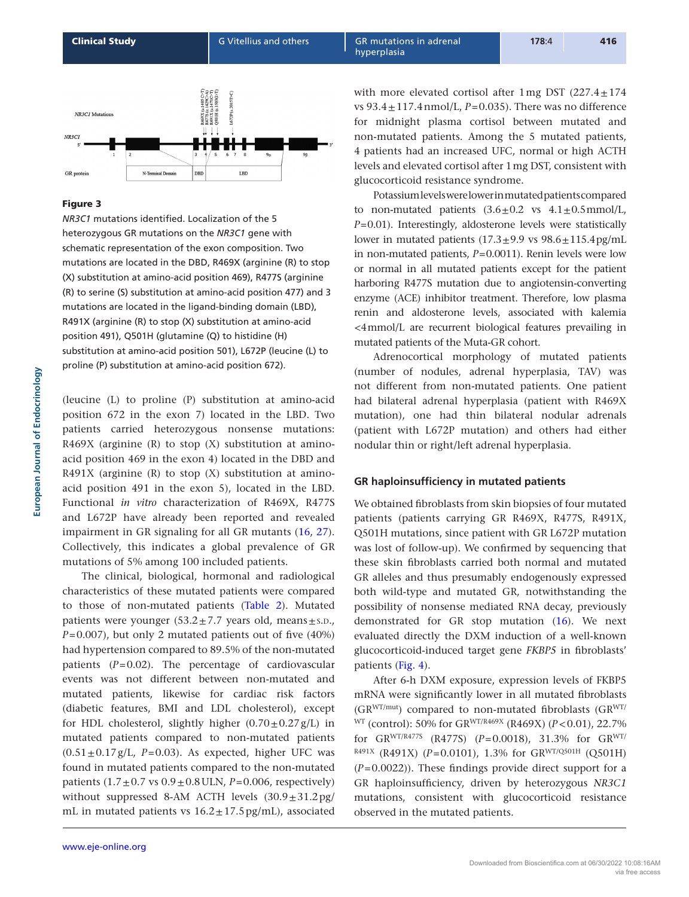**Figure 3**

*NR3C1* mutations identified. Localization of the 5 heterozygous GR mutations on the *NR3C1* gene with schematic representation of the exon composition. Two mutations are located in the DBD, R469X (arginine (R) to stop (X) substitution at amino-acid position 469), R477S (arginine (R) to serine (S) substitution at amino-acid position 477) and 3 mutations are located in the ligand-binding domain (LBD), R491X (arginine (R) to stop (X) substitution at amino-acid position 491), Q501H (glutamine (Q) to histidine (H) substitution at amino-acid position 501), L672P (leucine (L) to proline (P) substitution at amino-acid position 672).

(leucine (L) to proline (P) substitution at amino-acid position 672 in the exon 7) located in the LBD. Two patients carried heterozygous nonsense mutations: R469X (arginine (R) to stop (X) substitution at amino-acid position 469 in the exon 4) located in the DBD and R491X (arginine (R) to stop (X) substitution at amino-acid position 491 in the exon 5), located in the LBD. Functional *in vitro* characterization of R469X, R477S and L672P have already been reported and revealed impairment in GR signaling for all GR mutants (16, 27). Collectively, this indicates a global prevalence of GR mutations of 5% among 100 included patients.

The clinical, biological, hormonal and radiological characteristics of these mutated patients were compared to those of non-mutated patients (Table 2). Mutated patients were younger (53.2±7.7 years old, means±S.D., $P$=0.007), but only 2 mutated patients out of five (40%) had hypertension compared to 89.5% of the non-mutated patients ($P$=0.02). The percentage of cardiovascular events was not different between non-mutated and mutated patients, likewise for cardiac risk factors (diabetic features, BMI and LDL cholesterol), except for HDL cholesterol, slightly higher (0.70±0.27 g/L) in mutated patients compared to non-mutated patients (0.51±0.17 g/L, $P$=0.03). As expected, higher UFC was found in mutated patients compared to the non-mutated patients (1.7±0.7 vs 0.9±0.8 ULN, $P$=0.006, respectively) without suppressed 8-AM ACTH levels (30.9±31.2 pg/mL in mutated patients vs 16.2±17.5 pg/mL), associated with more elevated cortisol after 1 mg DST (227.4±174 vs 93.4±117.4 nmol/L, $P$=0.035). There was no difference for midnight plasma cortisol between mutated and non-mutated patients. Among the 5 mutated patients, 4 patients had an increased UFC, normal or high ACTH levels and elevated cortisol after 1 mg DST, consistent with glucocorticoid resistance syndrome.

Potassium levels were lower in mutated patients compared to non-mutated patients (3.6±0.2 vs 4.1±0.5 mmol/L, $P$=0.01). Interestingly, aldosterone levels were statistically lower in mutated patients (17.3±9.9 vs 98.6±115.4 pg/mL in non-mutated patients, $P$=0.0011). Renin levels were low or normal in all mutated patients except for the patient harboring R477S mutation due to angiotensin-converting enzyme (ACE) inhibitor treatment. Therefore, low plasma renin and aldosterone levels, associated with kalemia <4 mmol/L are recurrent biological features prevailing in mutated patients of the Muta-GR cohort.

Adrenocortical morphology of mutated patients (number of nodules, adrenal hyperplasia, TAV) was not different from non-mutated patients. One patient had bilateral adrenal hyperplasia (patient with R469X mutation), one had thin bilateral nodular adrenals (patient with L672P mutation) and others had either nodular thin or right/left adrenal hyperplasia.

## GR haploinsufficiency in mutated patients

We obtained fibroblasts from skin biopsies of four mutated patients (patients carrying GR R469X, R477S, R491X, Q501H mutations, since patient with GR L672P mutation was lost of follow-up). We confirmed by sequencing that these skin fibroblasts carried both normal and mutated GR alleles and thus presumably endogenously expressed both wild-type and mutated GR, notwithstanding the possibility of nonsense mediated RNA decay, previously demonstrated for GR stop mutation (16). We next evaluated directly the DXM induction of a well-known glucocorticoid-induced target gene *FKBP5* in fibroblasts' patients (Fig. 4).

After 6-h DXM exposure, expression levels of FKBP5 mRNA were significantly lower in all mutated fibroblasts ($GR^{WT/mut}$) compared to non-mutated fibroblasts ($GR^{WT/WT}$ (control): 50% for $GR^{WT/R469X}$ (R469X) ($P$<0.01), 22.7% for $GR^{WT/R477S}$ (R477S) ($P$=0.0018), 31.3% for $GR^{WT/R491X}$ (R491X) ($P$=0.0101), 1.3% for $GR^{WT/Q501H}$ (Q501H) ($P$=0.0022)). These findings provide direct support for a GR haploinsufficiency, driven by heterozygous *NR3C1* mutations, consistent with glucocorticoid resistance observed in the mutated patients.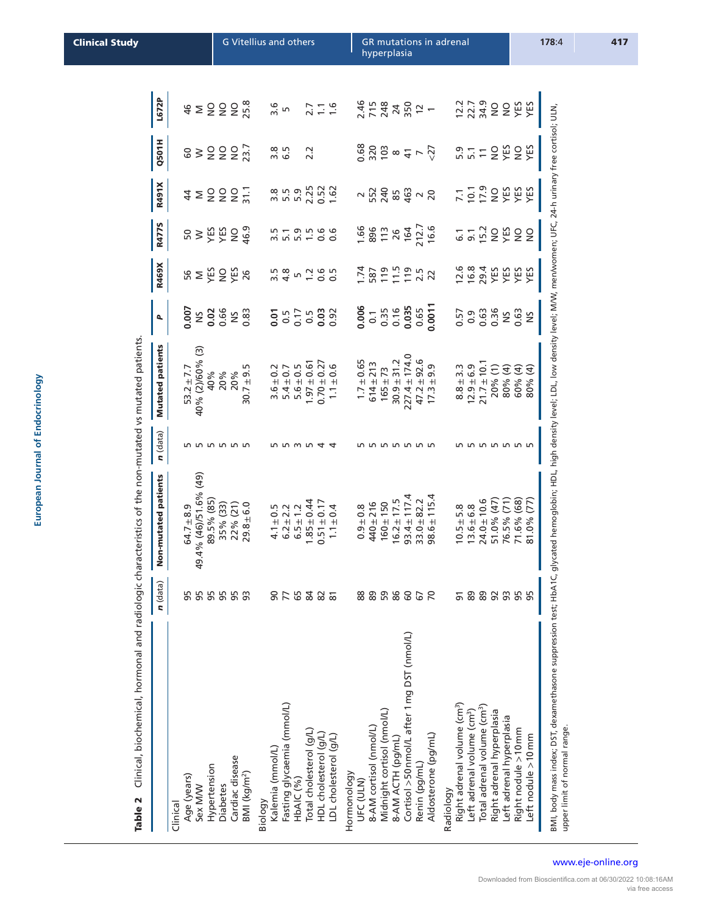**Table 2** Clinical, biochemical, hormonal and radiologic characteristics of the non-mutated vs mutated patients.

| | *n* (data) | Non-mutated patients | *n* (data) | Mutated patients | *P* | R469X | R477S | R491X | Q501H | L672P |
|---|---|---|---|---|---|---|---|---|---|---|
| Clinical | | | | | | | | | | |
| Age (years) | 95 | 64.7 ± 8.9 | 5 | 53.2 ± 7.7 | **0.007** | 56 | 50 | 44 | 60 | 46 |
| Sex M/W | 95 | 49.4% (46)/51.6% (49) | 5 | 40% (2)/60% (3) | NS | M | W | M | W | M |
| Hypertension | 95 | 89.5% (85) | 5 | 40% | **0.02** | YES | YES | NO | NO | NO |
| Diabetes | 95 | 35% (33) | 5 | 20% | 0.66 | NO | YES | NO | NO | NO |
| Cardiac disease | 95 | 22% (21) | 5 | 20% | NS | YES | NO | NO | NO | NO |
| BMI (kg/m²) | 93 | 29.8 ± 6.0 | 5 | 30.7 ± 9.5 | 0.83 | 26 | 46.9 | 31.1 | 23.7 | 25.8 |
| Biology | | | | | | | | | | |
| Kalemia (mmol/L) | 90 | 4.1 ± 0.5 | 5 | 3.6 ± 0.2 | **0.01** | 3.5 | 3.5 | 3.8 | 3.8 | 3.6 |
| Fasting glycaemia (mmol/L) | 77 | 6.2 ± 2.2 | 5 | 5.4 ± 0.7 | 0.5 | 4.8 | 5.1 | 5.5 | 6.5 | 5 |
| HbA1C (%) | 65 | 6.5 ± 1.2 | 3 | 5.6 ± 0.5 | 0.17 | 5 | 5.9 | 5.9 | | |
| Total cholesterol (g/L) | 84 | 1.85 ± 0.44 | 5 | 1.97 ± 0.61 | 0.5 | 1.2 | 1.5 | 2.25 | 2.2 | 2.7 |
| HDL cholesterol (g/L) | 82 | 0.51 ± 0.17 | 4 | 0.70 ± 0.27 | **0.03** | 0.6 | 0.6 | 0.52 | | 1.1 |
| LDL cholesterol (g/L) | 81 | 1.1 ± 0.4 | 4 | 1.1 ± 0.6 | 0.92 | 0.5 | 0.6 | 1.62 | | 1.6 |
| Hormonology | | | | | | | | | | |
| UFC (ULN) | 88 | 0.9 ± 0.8 | 5 | 1.7 ± 0.65 | **0.006** | 1.74 | 1.66 | 2 | 0.68 | 2.46 |
| 8-AM cortisol (nmol/L) | 89 | 440 ± 216 | 5 | 614 ± 213 | 0.1 | 587 | 896 | 552 | 320 | 715 |
| Midnight cortisol (nmol/L) | 59 | 160 ± 150 | 5 | 165 ± 73 | 0.35 | 119 | 113 | 240 | 103 | 248 |
| 8-AM ACTH (pg/mL) | 86 | 16.2 ± 17.5 | 5 | 30.9 ± 31.2 | 0.16 | 11.5 | 26 | 85 | 8 | 24 |
| Cortisol >50 nmol/L after 1 mg DST (nmol/L) | 60 | 93.4 ± 117.4 | 5 | 227.4 ± 174.0 | **0.035** | 119 | 164 | 463 | 41 | 350 |
| Renin (pg/mL) | 67 | 33.0 ± 82.2 | 5 | 47.2 ± 92.6 | 0.65 | 2.5 | 212.7 | 2 | 7 | 12 |
| Aldosterone (pg/mL) | 70 | 98.6 ± 115.4 | 5 | 17.3 ± 9.9 | **0.0011** | 22 | 16.6 | 20 | <27 | 1 |
| Radiology | | | | | | | | | | |
| Right adrenal volume (cm³) | 91 | 10.5 ± 5.8 | 5 | 8.8 ± 3.3 | 0.57 | 12.6 | 6.1 | 7.1 | 5.9 | 12.2 |
| Left adrenal volume (cm³) | 89 | 13.6 ± 6.8 | 5 | 12.9 ± 6.9 | 0.9 | 16.8 | 9.1 | 10.1 | 5.1 | 22.7 |
| Total adrenal volume (cm³) | 89 | 24.0 ± 10.6 | 5 | 21.7 ± 10.1 | 0.63 | 29.4 | 15.2 | 17.9 | 11 | 34.9 |
| Right adrenal hyperplasia | 92 | 51.0% (47) | 5 | 20% (1) | 0.36 | YES | NO | NO | NO | NO |
| Left adrenal hyperplasia | 93 | 76.5% (71) | 5 | 80% (4) | NS | YES | YES | YES | YES | NO |
| Right nodule >10 mm | 95 | 71.6% (68) | 5 | 60% (4) | 0.63 | YES | NO | YES | NO | YES |
| Left nodule >10 mm | 95 | 81.0% (77) | 5 | 80% (4) | NS | YES | NO | YES | YES | YES |

BMI, body mass index; DST, dexamethasone suppression test; HbA1C, glycated hemoglobin; HDL, high density level; LDL, low density level; M/W, men/women; UFC, 24-h urinary free cortisol; ULN, upper limit of normal range.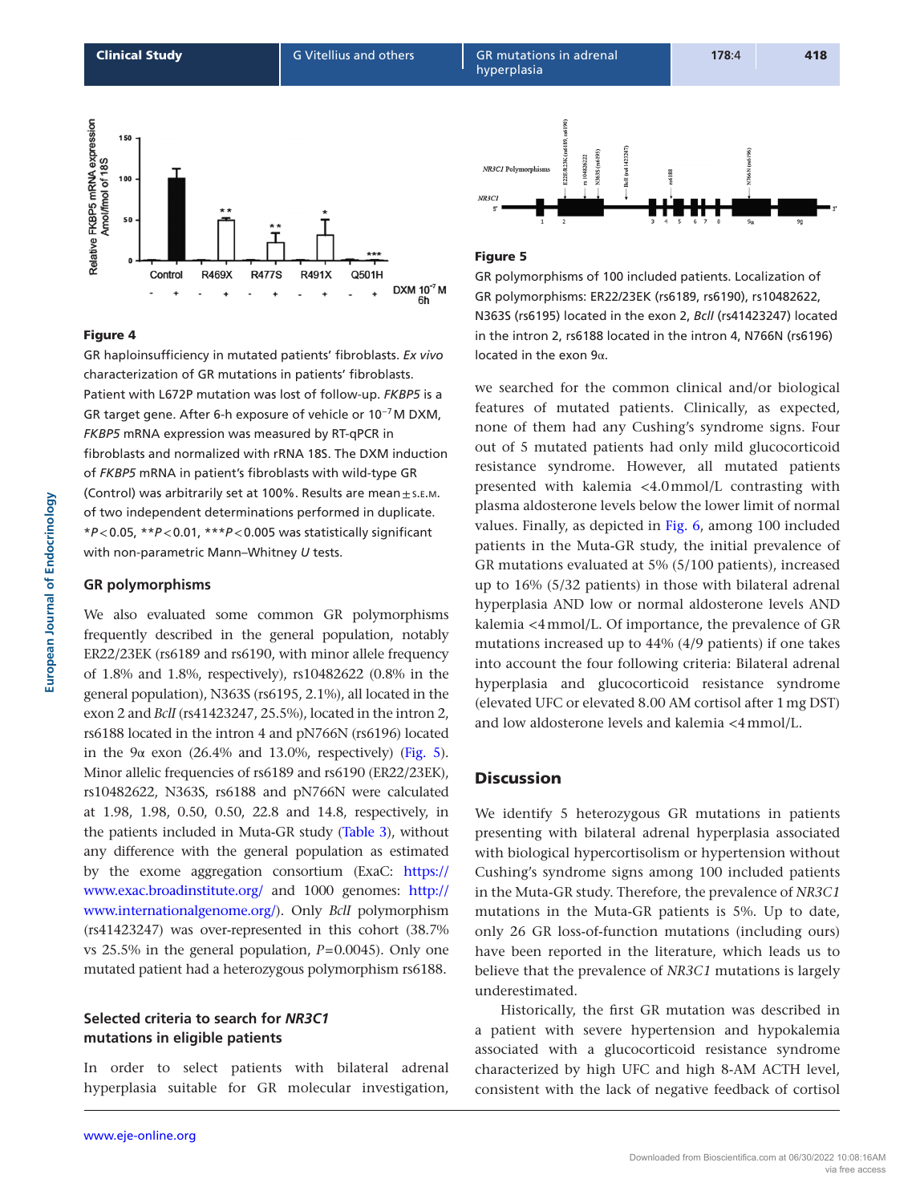**Figure 4**

GR haploinsufficiency in mutated patients' fibroblasts. *Ex vivo* characterization of GR mutations in patients' fibroblasts. Patient with L672P mutation was lost of follow-up. *FKBP5* is a GR target gene. After 6-h exposure of vehicle or $10^{-7}$ M DXM, *FKBP5* mRNA expression was measured by RT-qPCR in fibroblasts and normalized with rRNA 18S. The DXM induction of *FKBP5* mRNA in patient's fibroblasts with wild-type GR (Control) was arbitrarily set at 100%. Results are mean ± S.E.M. of two independent determinations performed in duplicate. \*$P<0.05$, \*\*$P<0.01$, \*\*\*$P<0.005$ was statistically significant with non-parametric Mann–Whitney *U* tests.

### GR polymorphisms

We also evaluated some common GR polymorphisms frequently described in the general population, notably ER22/23EK (rs6189 and rs6190, with minor allele frequency of 1.8% and 1.8%, respectively), rs10482622 (0.8% in the general population), N363S (rs6195, 2.1%), all located in the exon 2 and *BclI* (rs41423247, 25.5%), located in the intron 2, rs6188 located in the intron 4 and pN766N (rs6196) located in the 9α exon (26.4% and 13.0%, respectively) (Fig. 5). Minor allelic frequencies of rs6189 and rs6190 (ER22/23EK), rs10482622, N363S, rs6188 and pN766N were calculated at 1.98, 1.98, 0.50, 0.50, 22.8 and 14.8, respectively, in the patients included in Muta-GR study (Table 3), without any difference with the general population as estimated by the exome aggregation consortium (ExAC: https://www.exac.broadinstitute.org/ and 1000 genomes: http://www.internationalgenome.org/). Only *BclI* polymorphism (rs41423247) was over-represented in this cohort (38.7% vs 25.5% in the general population, $P=0.0045$). Only one mutated patient had a heterozygous polymorphism rs6188.

### Selected criteria to search for *NR3C1* mutations in eligible patients

In order to select patients with bilateral adrenal hyperplasia suitable for GR molecular investigation, we searched for the common clinical and/or biological features of mutated patients. Clinically, as expected, none of them had any Cushing's syndrome signs. Four out of 5 mutated patients had only mild glucocorticoid resistance syndrome. However, all mutated patients presented with kalemia <4.0 mmol/L contrasting with plasma aldosterone levels below the lower limit of normal values. Finally, as depicted in Fig. 6, among 100 included patients in the Muta-GR study, the initial prevalence of GR mutations evaluated at 5% (5/100 patients), increased up to 16% (5/32 patients) in those with bilateral adrenal hyperplasia AND low or normal aldosterone levels AND kalemia <4 mmol/L. Of importance, the prevalence of GR mutations increased up to 44% (4/9 patients) if one takes into account the four following criteria: Bilateral adrenal hyperplasia and glucocorticoid resistance syndrome (elevated UFC or elevated 8.00 AM cortisol after 1 mg DST) and low aldosterone levels and kalemia <4 mmol/L.

**Figure 5**

GR polymorphisms of 100 included patients. Localization of GR polymorphisms: ER22/23EK (rs6189, rs6190), rs10482622, N363S (rs6195) located in the exon 2, *BclI* (rs41423247) located in the intron 2, rs6188 located in the intron 4, N766N (rs6196) located in the exon 9α.

## Discussion

We identify 5 heterozygous GR mutations in patients presenting with bilateral adrenal hyperplasia associated with biological hypercortisolism or hypertension without Cushing's syndrome signs among 100 included patients in the Muta-GR study. Therefore, the prevalence of *NR3C1* mutations in the Muta-GR patients is 5%. Up to date, only 26 GR loss-of-function mutations (including ours) have been reported in the literature, which leads us to believe that the prevalence of *NR3C1* mutations is largely underestimated.

Historically, the first GR mutation was described in a patient with severe hypertension and hypokalemia associated with a glucocorticoid resistance syndrome characterized by high UFC and high 8-AM ACTH level, consistent with the lack of negative feedback of cortisol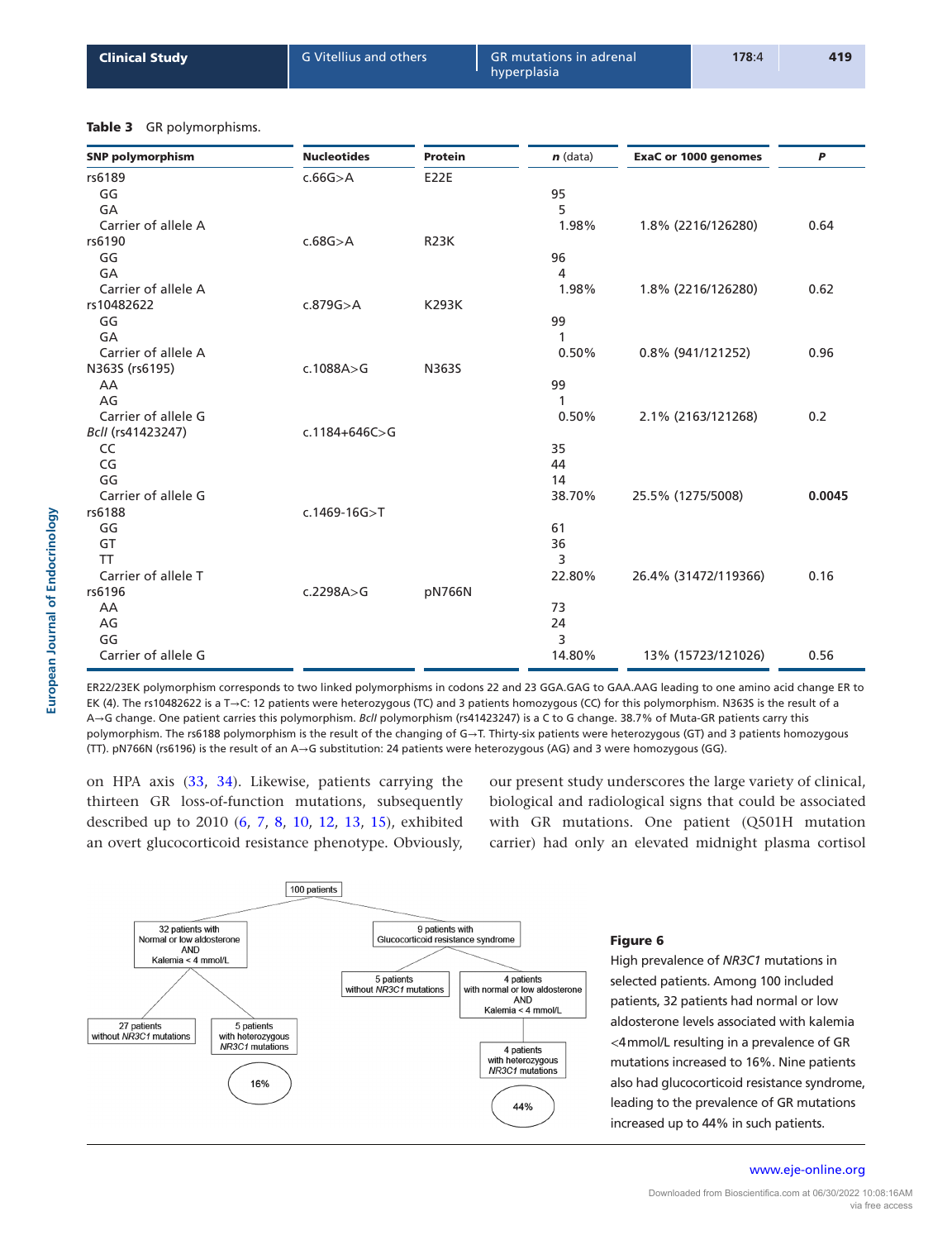**Table 3** GR polymorphisms.

| SNP polymorphism | Nucleotides | Protein | *n* (data) | ExaC or 1000 genomes | *P* |
|---|---|---|---|---|---|
| rs6189 | c.66G>A | E22E | | | |
| GG | | | 95 | | |
| GA | | | 5 | | |
| Carrier of allele A | | | 1.98% | 1.8% (2216/126280) | 0.64 |
| rs6190 | c.68G>A | R23K | | | |
| GG | | | 96 | | |
| GA | | | 4 | | |
| Carrier of allele A | | | 1.98% | 1.8% (2216/126280) | 0.62 |
| rs10482622 | c.879G>A | K293K | | | |
| GG | | | 99 | | |
| GA | | | 1 | | |
| Carrier of allele A | | | 0.50% | 0.8% (941/121252) | 0.96 |
| N363S (rs6195) | c.1088A>G | N363S | | | |
| AA | | | 99 | | |
| AG | | | 1 | | |
| Carrier of allele G | | | 0.50% | 2.1% (2163/121268) | 0.2 |
| *BclI* (rs41423247) | c.1184+646C>G | | | | |
| CC | | | 35 | | |
| CG | | | 44 | | |
| GG | | | 14 | | |
| Carrier of allele G | | | 38.70% | 25.5% (1275/5008) | **0.0045** |
| rs6188 | c.1469-16G>T | | | | |
| GG | | | 61 | | |
| GT | | | 36 | | |
| TT | | | 3 | | |
| Carrier of allele T | | | 22.80% | 26.4% (31472/119366) | 0.16 |
| rs6196 | c.2298A>G | pN766N | | | |
| AA | | | 73 | | |
| AG | | | 24 | | |
| GG | | | 3 | | |
| Carrier of allele G | | | 14.80% | 13% (15723/121026) | 0.56 |

ER22/23EK polymorphism corresponds to two linked polymorphisms in codons 22 and 23 GGA.GAG to GAA.AAG leading to one amino acid change ER to EK (4). The rs10482622 is a T→C: 12 patients were heterozygous (TC) and 3 patients homozygous (CC) for this polymorphism. N363S is the result of a A→G change. One patient carries this polymorphism. *BclI* polymorphism (rs41423247) is a C to G change. 38.7% of Muta-GR patients carry this polymorphism. The rs6188 polymorphism is the result of the changing of G→T. Thirty-six patients were heterozygous (GT) and 3 patients homozygous (TT). pN766N (rs6196) is the result of an A→G substitution: 24 patients were heterozygous (AG) and 3 were homozygous (GG).

on HPA axis (33, 34). Likewise, patients carrying the thirteen GR loss-of-function mutations, subsequently described up to 2010 (6, 7, 8, 10, 12, 13, 15), exhibited an overt glucocorticoid resistance phenotype. Obviously, our present study underscores the large variety of clinical, biological and radiological signs that could be associated with GR mutations. One patient (Q501H mutation carrier) had only an elevated midnight plasma cortisol

**Figure 6**

High prevalence of *NR3C1* mutations in selected patients. Among 100 included patients, 32 patients had normal or low aldosterone levels associated with kalemia <4 mmol/L resulting in a prevalence of GR mutations increased to 16%. Nine patients also had glucocorticoid resistance syndrome, leading to the prevalence of GR mutations increased up to 44% in such patients.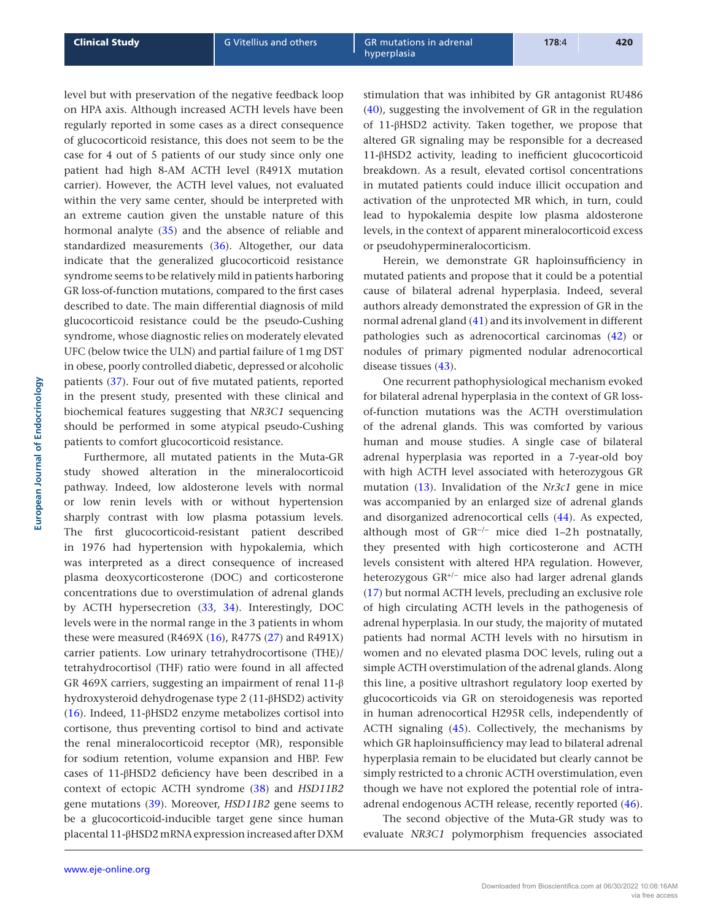level but with preservation of the negative feedback loop on HPA axis. Although increased ACTH levels have been regularly reported in some cases as a direct consequence of glucocorticoid resistance, this does not seem to be the case for 4 out of 5 patients of our study since only one patient had high 8-AM ACTH level (R491X mutation carrier). However, the ACTH level values, not evaluated within the very same center, should be interpreted with an extreme caution given the unstable nature of this hormonal analyte (35) and the absence of reliable and standardized measurements (36). Altogether, our data indicate that the generalized glucocorticoid resistance syndrome seems to be relatively mild in patients harboring GR loss-of-function mutations, compared to the first cases described to date. The main differential diagnosis of mild glucocorticoid resistance could be the pseudo-Cushing syndrome, whose diagnostic relies on moderately elevated UFC (below twice the ULN) and partial failure of 1 mg DST in obese, poorly controlled diabetic, depressed or alcoholic patients (37). Four out of five mutated patients, reported in the present study, presented with these clinical and biochemical features suggesting that *NR3C1* sequencing should be performed in some atypical pseudo-Cushing patients to comfort glucocorticoid resistance.

Furthermore, all mutated patients in the Muta-GR study showed alteration in the mineralocorticoid pathway. Indeed, low aldosterone levels with normal or low renin levels with or without hypertension sharply contrast with low plasma potassium levels. The first glucocorticoid-resistant patient described in 1976 had hypertension with hypokalemia, which was interpreted as a direct consequence of increased plasma deoxycorticosterone (DOC) and corticosterone concentrations due to overstimulation of adrenal glands by ACTH hypersecretion (33, 34). Interestingly, DOC levels were in the normal range in the 3 patients in whom these were measured (R469X (16), R477S (27) and R491X) carrier patients. Low urinary tetrahydrocortisone (THE)/tetrahydrocortisol (THF) ratio were found in all affected GR 469X carriers, suggesting an impairment of renal 11-β hydroxysteroid dehydrogenase type 2 (11-βHSD2) activity (16). Indeed, 11-βHSD2 enzyme metabolizes cortisol into cortisone, thus preventing cortisol to bind and activate the renal mineralocorticoid receptor (MR), responsible for sodium retention, volume expansion and HBP. Few cases of 11-βHSD2 deficiency have been described in a context of ectopic ACTH syndrome (38) and *HSD11B2* gene mutations (39). Moreover, *HSD11B2* gene seems to be a glucocorticoid-inducible target gene since human placental 11-βHSD2 mRNA expression increased after DXM stimulation that was inhibited by GR antagonist RU486 (40), suggesting the involvement of GR in the regulation of 11-βHSD2 activity. Taken together, we propose that altered GR signaling may be responsible for a decreased 11-βHSD2 activity, leading to inefficient glucocorticoid breakdown. As a result, elevated cortisol concentrations in mutated patients could induce illicit occupation and activation of the unprotected MR which, in turn, could lead to hypokalemia despite low plasma aldosterone levels, in the context of apparent mineralocorticoid excess or pseudohypermineralocorticism.

Herein, we demonstrate GR haploinsufficiency in mutated patients and propose that it could be a potential cause of bilateral adrenal hyperplasia. Indeed, several authors already demonstrated the expression of GR in the normal adrenal gland (41) and its involvement in different pathologies such as adrenocortical carcinomas (42) or nodules of primary pigmented nodular adrenocortical disease tissues (43).

One recurrent pathophysiological mechanism evoked for bilateral adrenal hyperplasia in the context of GR loss-of-function mutations was the ACTH overstimulation of the adrenal glands. This was comforted by various human and mouse studies. A single case of bilateral adrenal hyperplasia was reported in a 7-year-old boy with high ACTH level associated with heterozygous GR mutation (13). Invalidation of the *Nr3c1* gene in mice was accompanied by an enlarged size of adrenal glands and disorganized adrenocortical cells (44). As expected, although most of $GR^{-/-}$ mice died 1–2 h postnatally, they presented with high corticosterone and ACTH levels consistent with altered HPA regulation. However, heterozygous $GR^{+/-}$ mice also had larger adrenal glands (17) but normal ACTH levels, precluding an exclusive role of high circulating ACTH levels in the pathogenesis of adrenal hyperplasia. In our study, the majority of mutated patients had normal ACTH levels with no hirsutism in women and no elevated plasma DOC levels, ruling out a simple ACTH overstimulation of the adrenal glands. Along this line, a positive ultrashort regulatory loop exerted by glucocorticoids via GR on steroidogenesis was reported in human adrenocortical H295R cells, independently of ACTH signaling (45). Collectively, the mechanisms by which GR haploinsufficiency may lead to bilateral adrenal hyperplasia remain to be elucidated but clearly cannot be simply restricted to a chronic ACTH overstimulation, even though we have not explored the potential role of intra-adrenal endogenous ACTH release, recently reported (46).

The second objective of the Muta-GR study was to evaluate *NR3C1* polymorphism frequencies associated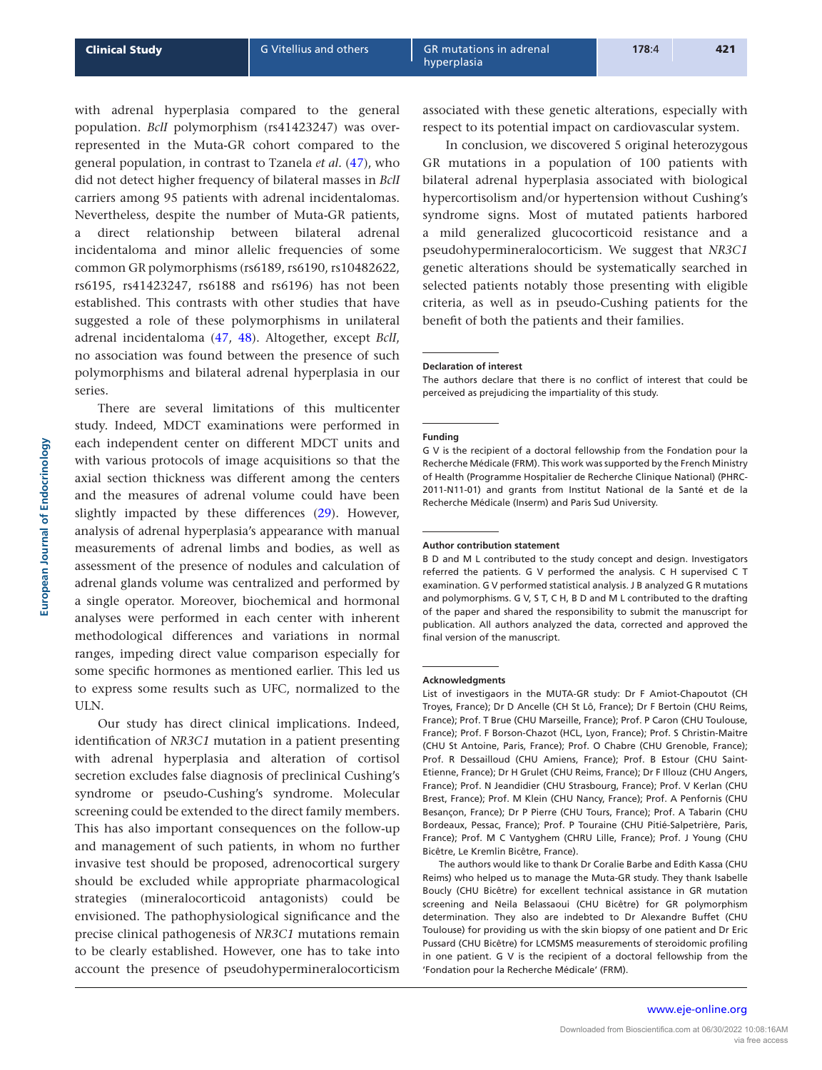with adrenal hyperplasia compared to the general population. *BclI* polymorphism (rs41423247) was over-represented in the Muta-GR cohort compared to the general population, in contrast to Tzanela *et al.* (47), who did not detect higher frequency of bilateral masses in *BclI* carriers among 95 patients with adrenal incidentalomas. Nevertheless, despite the number of Muta-GR patients, a direct relationship between bilateral adrenal incidentaloma and minor allelic frequencies of some common GR polymorphisms (rs6189, rs6190, rs10482622, rs6195, rs41423247, rs6188 and rs6196) has not been established. This contrasts with other studies that have suggested a role of these polymorphisms in unilateral adrenal incidentaloma (47, 48). Altogether, except *BclI*, no association was found between the presence of such polymorphisms and bilateral adrenal hyperplasia in our series.

There are several limitations of this multicenter study. Indeed, MDCT examinations were performed in each independent center on different MDCT units and with various protocols of image acquisitions so that the axial section thickness was different among the centers and the measures of adrenal volume could have been slightly impacted by these differences (29). However, analysis of adrenal hyperplasia's appearance with manual measurements of adrenal limbs and bodies, as well as assessment of the presence of nodules and calculation of adrenal glands volume was centralized and performed by a single operator. Moreover, biochemical and hormonal analyses were performed in each center with inherent methodological differences and variations in normal ranges, impeding direct value comparison especially for some specific hormones as mentioned earlier. This led us to express some results such as UFC, normalized to the ULN.

Our study has direct clinical implications. Indeed, identification of *NR3C1* mutation in a patient presenting with adrenal hyperplasia and alteration of cortisol secretion excludes false diagnosis of preclinical Cushing's syndrome or pseudo-Cushing's syndrome. Molecular screening could be extended to the direct family members. This has also important consequences on the follow-up and management of such patients, in whom no further invasive test should be proposed, adrenocortical surgery should be excluded while appropriate pharmacological strategies (mineralocorticoid antagonists) could be envisioned. The pathophysiological significance and the precise clinical pathogenesis of *NR3C1* mutations remain to be clearly established. However, one has to take into account the presence of pseudohypermineralocorticism associated with these genetic alterations, especially with respect to its potential impact on cardiovascular system.

In conclusion, we discovered 5 original heterozygous GR mutations in a population of 100 patients with bilateral adrenal hyperplasia associated with biological hypercortisolism and/or hypertension without Cushing's syndrome signs. Most of mutated patients harbored a mild generalized glucocorticoid resistance and a pseudohypermineralocorticism. We suggest that *NR3C1* genetic alterations should be systematically searched in selected patients notably those presenting with eligible criteria, as well as in pseudo-Cushing patients for the benefit of both the patients and their families.

#### Declaration of interest

The authors declare that there is no conflict of interest that could be perceived as prejudicing the impartiality of this study.

#### Funding

G V is the recipient of a doctoral fellowship from the Fondation pour la Recherche Médicale (FRM). This work was supported by the French Ministry of Health (Programme Hospitalier de Recherche Clinique National) (PHRC-2011-N11-01) and grants from Institut National de la Santé et de la Recherche Médicale (Inserm) and Paris Sud University.

#### Author contribution statement

B D and M L contributed to the study concept and design. Investigators referred the patients. G V performed the analysis. C H supervised C T examination. G V performed statistical analysis. J B analyzed G R mutations and polymorphisms. G V, S T, C H, B D and M L contributed to the drafting of the paper and shared the responsibility to submit the manuscript for publication. All authors analyzed the data, corrected and approved the final version of the manuscript.

#### Acknowledgments

List of investigaors in the MUTA-GR study: Dr F Amiot-Chapoutot (CH Troyes, France); Dr D Ancelle (CH St Lô, France); Dr F Bertoin (CHU Reims, France); Prof. T Brue (CHU Marseille, France); Prof. P Caron (CHU Toulouse, France); Prof. F Borson-Chazot (HCL, Lyon, France); Prof. S Christin-Maitre (CHU St Antoine, Paris, France); Prof. O Chabre (CHU Grenoble, France); Prof. R Dessailloud (CHU Amiens, France); Prof. B Estour (CHU Saint-Etienne, France); Dr H Grulet (CHU Reims, France); Dr F Illouz (CHU Angers, France); Prof. N Jeandidier (CHU Strasbourg, France); Prof. V Kerlan (CHU Brest, France); Prof. M Klein (CHU Nancy, France); Prof. A Penfornis (CHU Besançon, France); Dr P Pierre (CHU Tours, France); Prof. A Tabarin (CHU Bordeaux, Pessac, France); Prof. P Touraine (CHU Pitié-Salpetrière, Paris, France); Prof. M C Vantyghem (CHRU Lille, France); Prof. J Young (CHU Bicêtre, Le Kremlin Bicêtre, France).

The authors would like to thank Dr Coralie Barbe and Edith Kassa (CHU Reims) who helped us to manage the Muta-GR study. They thank Isabelle Boucly (CHU Bicêtre) for excellent technical assistance in GR mutation screening and Neila Belassaoui (CHU Bicêtre) for GR polymorphism determination. They also are indebted to Dr Alexandre Buffet (CHU Toulouse) for providing us with the skin biopsy of one patient and Dr Eric Pussard (CHU Bicêtre) for LCMSMS measurements of steroidomic profiling in one patient. G V is the recipient of a doctoral fellowship from the 'Fondation pour la Recherche Médicale' (FRM).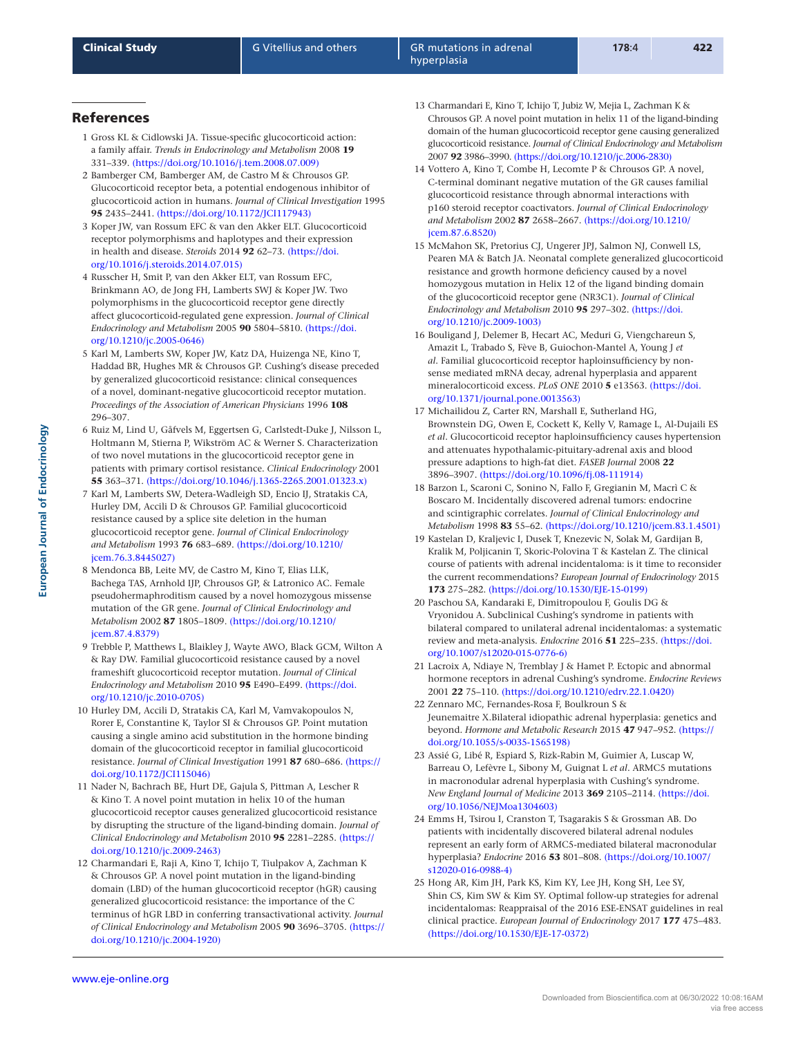## References

1. Gross KL & Cidlowski JA. Tissue-specific glucocorticoid action: a family affair. *Trends in Endocrinology and Metabolism* 2008 **19** 331–339. (https://doi.org/10.1016/j.tem.2008.07.009)
2. Bamberger CM, Bamberger AM, de Castro M & Chrousos GP. Glucocorticoid receptor beta, a potential endogenous inhibitor of glucocorticoid action in humans. *Journal of Clinical Investigation* 1995 **95** 2435–2441. (https://doi.org/10.1172/JCI117943)
3. Koper JW, van Rossum EFC & van den Akker ELT. Glucocorticoid receptor polymorphisms and haplotypes and their expression in health and disease. *Steroids* 2014 **92** 62–73. (https://doi.org/10.1016/j.steroids.2014.07.015)
4. Russcher H, Smit P, van den Akker ELT, van Rossum EFC, Brinkmann AO, de Jong FH, Lamberts SWJ & Koper JW. Two polymorphisms in the glucocorticoid receptor gene directly affect glucocorticoid-regulated gene expression. *Journal of Clinical Endocrinology and Metabolism* 2005 **90** 5804–5810. (https://doi.org/10.1210/jc.2005-0646)
5. Karl M, Lamberts SW, Koper JW, Katz DA, Huizenga NE, Kino T, Haddad BR, Hughes MR & Chrousos GP. Cushing's disease preceded by generalized glucocorticoid resistance: clinical consequences of a novel, dominant-negative glucocorticoid receptor mutation. *Proceedings of the Association of American Physicians* 1996 **108** 296–307.
6. Ruiz M, Lind U, Gåfvels M, Eggertsen G, Carlstedt-Duke J, Nilsson L, Holtmann M, Stierna P, Wikström AC & Werner S. Characterization of two novel mutations in the glucocorticoid receptor gene in patients with primary cortisol resistance. *Clinical Endocrinology* 2001 **55** 363–371. (https://doi.org/10.1046/j.1365-2265.2001.01323.x)
7. Karl M, Lamberts SW, Detera-Wadleigh SD, Encio IJ, Stratakis CA, Hurley DM, Accili D & Chrousos GP. Familial glucocorticoid resistance caused by a splice site deletion in the human glucocorticoid receptor gene. *Journal of Clinical Endocrinology and Metabolism* 1993 **76** 683–689. (https://doi.org/10.1210/jcem.76.3.8445027)
8. Mendonca BB, Leite MV, de Castro M, Kino T, Elias LLK, Bachega TAS, Arnhold IJP, Chrousos GP & Latronico AC. Female pseudohermaphroditism caused by a novel homozygous missense mutation of the GR gene. *Journal of Clinical Endocrinology and Metabolism* 2002 **87** 1805–1809. (https://doi.org/10.1210/jcem.87.4.8379)
9. Trebble P, Matthews L, Blaikley J, Wayte AWO, Black GCM, Wilton A & Ray DW. Familial glucocorticoid resistance caused by a novel frameshift glucocorticoid receptor mutation. *Journal of Clinical Endocrinology and Metabolism* 2010 **95** E490–E499. (https://doi.org/10.1210/jc.2010-0705)
10. Hurley DM, Accili D, Stratakis CA, Karl M, Vamvakopoulos N, Rorer E, Constantine K, Taylor SI & Chrousos GP. Point mutation causing a single amino acid substitution in the hormone binding domain of the glucocorticoid receptor in familial glucocorticoid resistance. *Journal of Clinical Investigation* 1991 **87** 680–686. (https://doi.org/10.1172/JCI115046)
11. Nader N, Bachrach BE, Hurt DE, Gajula S, Pittman A, Lescher R & Kino T. A novel point mutation in helix 10 of the human glucocorticoid receptor causes generalized glucocorticoid resistance by disrupting the structure of the ligand-binding domain. *Journal of Clinical Endocrinology and Metabolism* 2010 **95** 2281–2285. (https://doi.org/10.1210/jc.2009-2463)
12. Charmandari E, Raji A, Kino T, Ichijo T, Tiulpakov A, Zachman K & Chrousos GP. A novel point mutation in the ligand-binding domain (LBD) of the human glucocorticoid receptor (hGR) causing generalized glucocorticoid resistance: the importance of the C terminus of hGR LBD in conferring transactivational activity. *Journal of Clinical Endocrinology and Metabolism* 2005 **90** 3696–3705. (https://doi.org/10.1210/jc.2004-1920)
13. Charmandari E, Kino T, Ichijo T, Jubiz W, Mejia L, Zachman K & Chrousos GP. A novel point mutation in helix 11 of the ligand-binding domain of the human glucocorticoid receptor gene causing generalized glucocorticoid resistance. *Journal of Clinical Endocrinology and Metabolism* 2007 **92** 3986–3990. (https://doi.org/10.1210/jc.2006-2830)
14. Vottero A, Kino T, Combe H, Lecomte P & Chrousos GP. A novel, C-terminal dominant negative mutation of the GR causes familial glucocorticoid resistance through abnormal interactions with p160 steroid receptor coactivators. *Journal of Clinical Endocrinology and Metabolism* 2002 **87** 2658–2667. (https://doi.org/10.1210/jcem.87.6.8520)
15. McMahon SK, Pretorius CJ, Ungerer JPJ, Salmon NJ, Conwell LS, Pearen MA & Batch JA. Neonatal complete generalized glucocorticoid resistance and growth hormone deficiency caused by a novel homozygous mutation in Helix 12 of the ligand binding domain of the glucocorticoid receptor gene (NR3C1). *Journal of Clinical Endocrinology and Metabolism* 2010 **95** 297–302. (https://doi.org/10.1210/jc.2009-1003)
16. Bouligand J, Delemer B, Hecart AC, Meduri G, Viengchareun S, Amazit L, Trabado S, Fève B, Guiochon-Mantel A, Young J *et al*. Familial glucocorticoid receptor haploinsufficiency by non-sense mediated mRNA decay, adrenal hyperplasia and apparent mineralocorticoid excess. *PLoS ONE* 2010 **5** e13563. (https://doi.org/10.1371/journal.pone.0013563)
17. Michailidou Z, Carter RN, Marshall E, Sutherland HG, Brownstein DG, Owen E, Cockett K, Kelly V, Ramage L, Al-Dujaili ES *et al*. Glucocorticoid receptor haploinsufficiency causes hypertension and attenuates hypothalamic-pituitary-adrenal axis and blood pressure adaptions to high-fat diet. *FASEB Journal* 2008 **22** 3896–3907. (https://doi.org/10.1096/fj.08-111914)
18. Barzon L, Scaroni C, Sonino N, Fallo F, Gregianin M, Macrì C & Boscaro M. Incidentally discovered adrenal tumors: endocrine and scintigraphic correlates. *Journal of Clinical Endocrinology and Metabolism* 1998 **83** 55–62. (https://doi.org/10.1210/jcem.83.1.4501)
19. Kastelan D, Kraljevic I, Dusek T, Knezevic N, Solak M, Gardijan B, Kralik M, Poljicanin T, Skoric-Polovina T & Kastelan Z. The clinical course of patients with adrenal incidentaloma: is it time to reconsider the current recommendations? *European Journal of Endocrinology* 2015 **173** 275–282. (https://doi.org/10.1530/EJE-15-0199)
20. Paschou SA, Kandaraki E, Dimitropoulou F, Goulis DG & Vryonidou A. Subclinical Cushing's syndrome in patients with bilateral compared to unilateral adrenal incidentalomas: a systematic review and meta-analysis. *Endocrine* 2016 **51** 225–235. (https://doi.org/10.1007/s12020-015-0776-6)
21. Lacroix A, Ndiaye N, Tremblay J & Hamet P. Ectopic and abnormal hormone receptors in adrenal Cushing's syndrome. *Endocrine Reviews* 2001 **22** 75–110. (https://doi.org/10.1210/edrv.22.1.0420)
22. Zennaro MC, Fernandes-Rosa F, Boulkroun S & Jeunemaitre X.Bilateral idiopathic adrenal hyperplasia: genetics and beyond. *Hormone and Metabolic Research* 2015 **47** 947–952. (https://doi.org/10.1055/s-0035-1565198)
23. Assié G, Libé R, Espiard S, Rizk-Rabin M, Guimier A, Luscap W, Barreau O, Lefèvre L, Sibony M, Guignat L *et al*. ARMC5 mutations in macronodular adrenal hyperplasia with Cushing's syndrome. *New England Journal of Medicine* 2013 **369** 2105–2114. (https://doi.org/10.1056/NEJMoa1304603)
24. Emms H, Tsirou I, Cranston T, Tsagarakis S & Grossman AB. Do patients with incidentally discovered bilateral adrenal nodules represent an early form of ARMC5-mediated bilateral macronodular hyperplasia? *Endocrine* 2016 **53** 801–808. (https://doi.org/10.1007/s12020-016-0988-4)
25. Hong AR, Kim JH, Park KS, Kim KY, Lee JH, Kong SH, Lee SY, Shin CS, Kim SW & Kim SY. Optimal follow-up strategies for adrenal incidentalomas: Reappraisal of the 2016 ESE-ENSAT guidelines in real clinical practice. *European Journal of Endocrinology* 2017 **177** 475–483. (https://doi.org/10.1530/EJE-17-0372)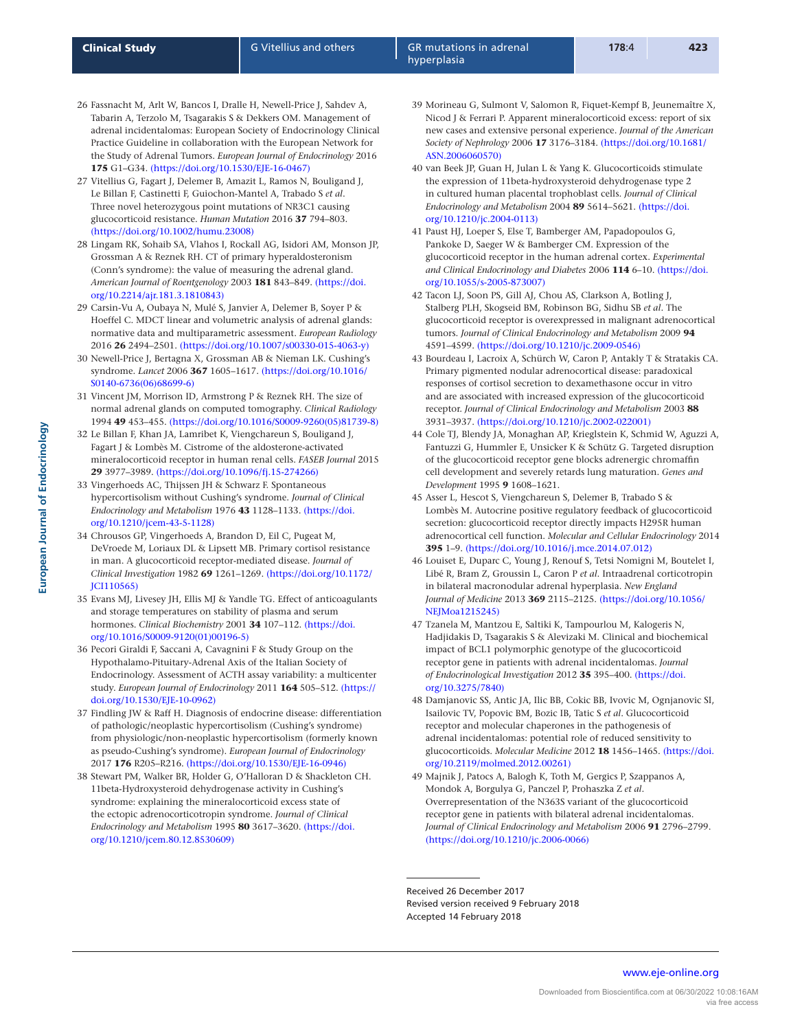26 Fassnacht M, Arlt W, Bancos I, Dralle H, Newell-Price J, Sahdev A, Tabarin A, Terzolo M, Tsagarakis S & Dekkers OM. Management of adrenal incidentalomas: European Society of Endocrinology Clinical Practice Guideline in collaboration with the European Network for the Study of Adrenal Tumors. *European Journal of Endocrinology* 2016 **175** G1–G34. (https://doi.org/10.1530/EJE-16-0467)

27 Vitellius G, Fagart J, Delemer B, Amazit L, Ramos N, Bouligand J, Le Billan F, Castinetti F, Guiochon-Mantel A, Trabado S *et al*. Three novel heterozygous point mutations of NR3C1 causing glucocorticoid resistance. *Human Mutation* 2016 **37** 794–803. (https://doi.org/10.1002/humu.23008)

28 Lingam RK, Sohaib SA, Vlahos I, Rockall AG, Isidori AM, Monson JP, Grossman A & Reznek RH. CT of primary hyperaldosteronism (Conn's syndrome): the value of measuring the adrenal gland. *American Journal of Roentgenology* 2003 **181** 843–849. (https://doi.org/10.2214/ajr.181.3.1810843)

29 Carsin-Vu A, Oubaya N, Mulé S, Janvier A, Delemer B, Soyer P & Hoeffel C. MDCT linear and volumetric analysis of adrenal glands: normative data and multiparametric assessment. *European Radiology* 2016 **26** 2494–2501. (https://doi.org/10.1007/s00330-015-4063-y)

30 Newell-Price J, Bertagna X, Grossman AB & Nieman LK. Cushing's syndrome. *Lancet* 2006 **367** 1605–1617. (https://doi.org/10.1016/S0140-6736(06)68699-6)

31 Vincent JM, Morrison ID, Armstrong P & Reznek RH. The size of normal adrenal glands on computed tomography. *Clinical Radiology* 1994 **49** 453–455. (https://doi.org/10.1016/S0009-9260(05)81739-8)

32 Le Billan F, Khan JA, Lamribet K, Viengchareun S, Bouligand J, Fagart J & Lombès M. Cistrome of the aldosterone-activated mineralocorticoid receptor in human renal cells. *FASEB Journal* 2015 **29** 3977–3989. (https://doi.org/10.1096/fj.15-274266)

33 Vingerhoeds AC, Thijssen JH & Schwarz F. Spontaneous hypercortisolism without Cushing's syndrome. *Journal of Clinical Endocrinology and Metabolism* 1976 **43** 1128–1133. (https://doi.org/10.1210/jcem-43-5-1128)

34 Chrousos GP, Vingerhoeds A, Brandon D, Eil C, Pugeat M, DeVroede M, Loriaux DL & Lipsett MB. Primary cortisol resistance in man. A glucocorticoid receptor-mediated disease. *Journal of Clinical Investigation* 1982 **69** 1261–1269. (https://doi.org/10.1172/JCI110565)

35 Evans MJ, Livesey JH, Ellis MJ & Yandle TG. Effect of anticoagulants and storage temperatures on stability of plasma and serum hormones. *Clinical Biochemistry* 2001 **34** 107–112. (https://doi.org/10.1016/S0009-9120(01)00196-5)

36 Pecori Giraldi F, Saccani A, Cavagnini F & Study Group on the Hypothalamo-Pituitary-Adrenal Axis of the Italian Society of Endocrinology. Assessment of ACTH assay variability: a multicenter study. *European Journal of Endocrinology* 2011 **164** 505–512. (https://doi.org/10.1530/EJE-10-0962)

37 Findling JW & Raff H. Diagnosis of endocrine disease: differentiation of pathologic/neoplastic hypercortisolism (Cushing's syndrome) from physiologic/non-neoplastic hypercortisolism (formerly known as pseudo-Cushing's syndrome). *European Journal of Endocrinology* 2017 **176** R205–R216. (https://doi.org/10.1530/EJE-16-0946)

38 Stewart PM, Walker BR, Holder G, O'Halloran D & Shackleton CH. 11beta-Hydroxysteroid dehydrogenase activity in Cushing's syndrome: explaining the mineralocorticoid excess state of the ectopic adrenocorticotropin syndrome. *Journal of Clinical Endocrinology and Metabolism* 1995 **80** 3617–3620. (https://doi.org/10.1210/jcem.80.12.8530609)

39 Morineau G, Sulmont V, Salomon R, Fiquet-Kempf B, Jeunemaître X, Nicod J & Ferrari P. Apparent mineralocorticoid excess: report of six new cases and extensive personal experience. *Journal of the American Society of Nephrology* 2006 **17** 3176–3184. (https://doi.org/10.1681/ASN.2006060570)

40 van Beek JP, Guan H, Julan L & Yang K. Glucocorticoids stimulate the expression of 11beta-hydroxysteroid dehydrogenase type 2 in cultured human placental trophoblast cells. *Journal of Clinical Endocrinology and Metabolism* 2004 **89** 5614–5621. (https://doi.org/10.1210/jc.2004-0113)

41 Paust HJ, Loeper S, Else T, Bamberger AM, Papadopoulos G, Pankoke D, Saeger W & Bamberger CM. Expression of the glucocorticoid receptor in the human adrenal cortex. *Experimental and Clinical Endocrinology and Diabetes* 2006 **114** 6–10. (https://doi.org/10.1055/s-2005-873007)

42 Tacon LJ, Soon PS, Gill AJ, Chou AS, Clarkson A, Botling J, Stalberg PLH, Skogseid BM, Robinson BG, Sidhu SB *et al*. The glucocorticoid receptor is overexpressed in malignant adrenocortical tumors. *Journal of Clinical Endocrinology and Metabolism* 2009 **94** 4591–4599. (https://doi.org/10.1210/jc.2009-0546)

43 Bourdeau I, Lacroix A, Schürch W, Caron P, Antakly T & Stratakis CA. Primary pigmented nodular adrenocortical disease: paradoxical responses of cortisol secretion to dexamethasone occur in vitro and are associated with increased expression of the glucocorticoid receptor. *Journal of Clinical Endocrinology and Metabolism* 2003 **88** 3931–3937. (https://doi.org/10.1210/jc.2002-022001)

44 Cole TJ, Blendy JA, Monaghan AP, Krieglstein K, Schmid W, Aguzzi A, Fantuzzi G, Hummler E, Unsicker K & Schütz G. Targeted disruption of the glucocorticoid receptor gene blocks adrenergic chromaffin cell development and severely retards lung maturation. *Genes and Development* 1995 **9** 1608–1621.

45 Asser L, Hescot S, Viengchareun S, Delemer B, Trabado S & Lombès M. Autocrine positive regulatory feedback of glucocorticoid secretion: glucocorticoid receptor directly impacts H295R human adrenocortical cell function. *Molecular and Cellular Endocrinology* 2014 **395** 1–9. (https://doi.org/10.1016/j.mce.2014.07.012)

46 Louiset E, Duparc C, Young J, Renouf S, Tetsi Nomigni M, Boutelet I, Libé R, Bram Z, Groussin L, Caron P *et al*. Intraadrenal corticotropin in bilateral macronodular adrenal hyperplasia. *New England Journal of Medicine* 2013 **369** 2115–2125. (https://doi.org/10.1056/NEJMoa1215245)

47 Tzanela M, Mantzou E, Saltiki K, Tampourlou M, Kalogeris N, Hadjidakis D, Tsagarakis S & Alevizaki M. Clinical and biochemical impact of BCL1 polymorphic genotype of the glucocorticoid receptor gene in patients with adrenal incidentalomas. *Journal of Endocrinological Investigation* 2012 **35** 395–400. (https://doi.org/10.3275/7840)

48 Damjanovic SS, Antic JA, Ilic BB, Cokic BB, Ivovic M, Ognjanovic SI, Isailovic TV, Popovic BM, Bozic IB, Tatic S *et al*. Glucocorticoid receptor and molecular chaperones in the pathogenesis of adrenal incidentalomas: potential role of reduced sensitivity to glucocorticoids. *Molecular Medicine* 2012 **18** 1456–1465. (https://doi.org/10.2119/molmed.2012.00261)

49 Majnik J, Patocs A, Balogh K, Toth M, Gergics P, Szappanos A, Mondok A, Borgulya G, Panczel P, Prohaszka Z *et al*. Overrepresentation of the N363S variant of the glucocorticoid receptor gene in patients with bilateral adrenal incidentalomas. *Journal of Clinical Endocrinology and Metabolism* 2006 **91** 2796–2799. (https://doi.org/10.1210/jc.2006-0066)

Received 26 December 2017
Revised version received 9 February 2018
Accepted 14 February 2018